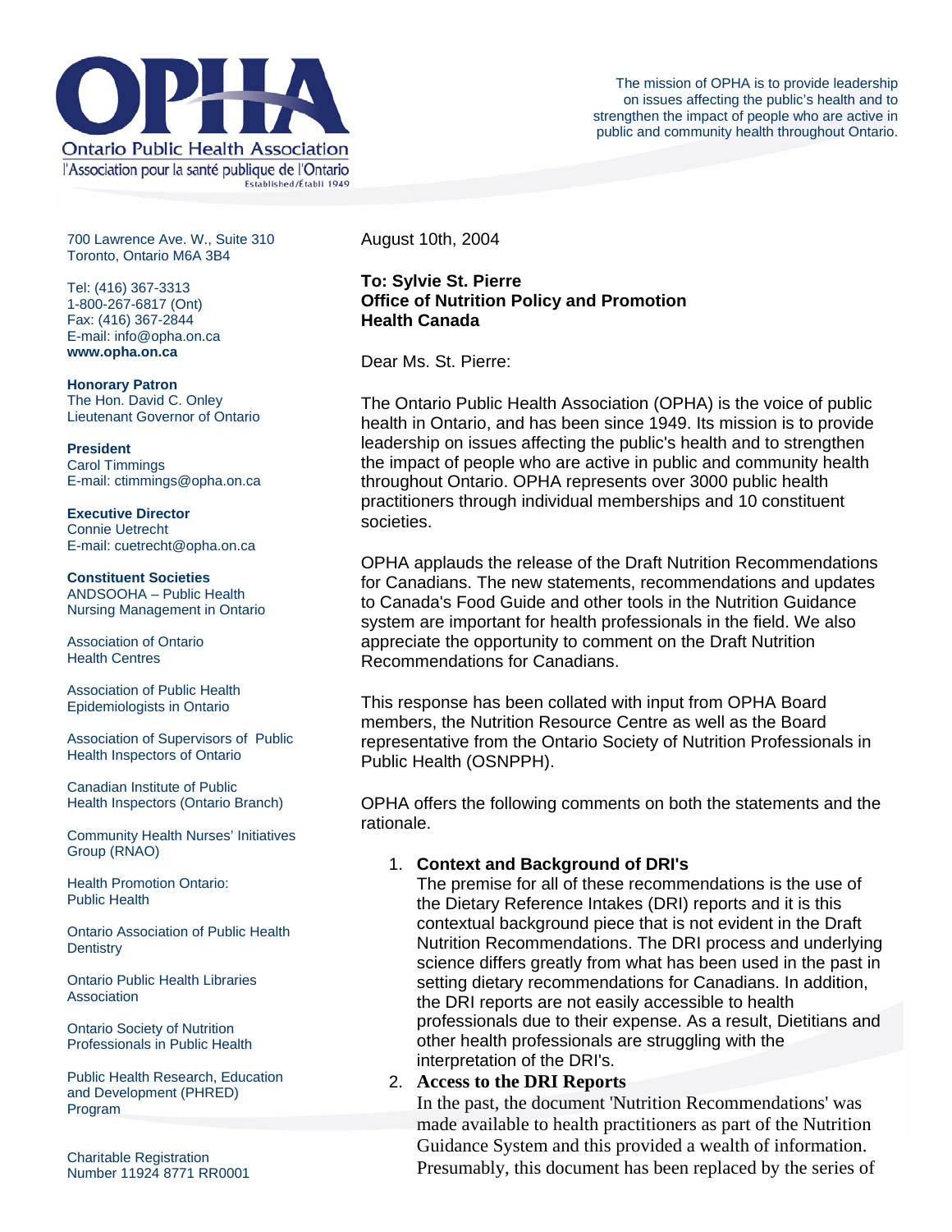# OPHA

Ontario Public Health Association

l'Association pour la santé publique de l'Ontario

Established/Établi 1949

The mission of OPHA is to provide leadership on issues affecting the public's health and to strengthen the impact of people who are active in public and community health throughout Ontario.

700 Lawrence Ave. W., Suite 310
Toronto, Ontario M6A 3B4

Tel: (416) 367-3313
1-800-267-6817 (Ont)
Fax: (416) 367-2844
E-mail: info@opha.on.ca
**www.opha.on.ca**

**Honorary Patron**
The Hon. David C. Onley
Lieutenant Governor of Ontario

**President**
Carol Timmings
E-mail: ctimmings@opha.on.ca

**Executive Director**
Connie Uetrecht
E-mail: cuetrecht@opha.on.ca

**Constituent Societies**

ANDSOOHA – Public Health Nursing Management in Ontario

Association of Ontario Health Centres

Association of Public Health Epidemiologists in Ontario

Association of Supervisors of Public Health Inspectors of Ontario

Canadian Institute of Public Health Inspectors (Ontario Branch)

Community Health Nurses' Initiatives Group (RNAO)

Health Promotion Ontario: Public Health

Ontario Association of Public Health Dentistry

Ontario Public Health Libraries Association

Ontario Society of Nutrition Professionals in Public Health

Public Health Research, Education and Development (PHRED) Program

Charitable Registration Number 11924 8771 RR0001

August 10th, 2004

**To: Sylvie St. Pierre**
**Office of Nutrition Policy and Promotion**
**Health Canada**

Dear Ms. St. Pierre:

The Ontario Public Health Association (OPHA) is the voice of public health in Ontario, and has been since 1949. Its mission is to provide leadership on issues affecting the public's health and to strengthen the impact of people who are active in public and community health throughout Ontario. OPHA represents over 3000 public health practitioners through individual memberships and 10 constituent societies.

OPHA applauds the release of the Draft Nutrition Recommendations for Canadians. The new statements, recommendations and updates to Canada's Food Guide and other tools in the Nutrition Guidance system are important for health professionals in the field. We also appreciate the opportunity to comment on the Draft Nutrition Recommendations for Canadians.

This response has been collated with input from OPHA Board members, the Nutrition Resource Centre as well as the Board representative from the Ontario Society of Nutrition Professionals in Public Health (OSNPPH).

OPHA offers the following comments on both the statements and the rationale.

1. **Context and Background of DRI's**
   The premise for all of these recommendations is the use of the Dietary Reference Intakes (DRI) reports and it is this contextual background piece that is not evident in the Draft Nutrition Recommendations. The DRI process and underlying science differs greatly from what has been used in the past in setting dietary recommendations for Canadians. In addition, the DRI reports are not easily accessible to health professionals due to their expense. As a result, Dietitians and other health professionals are struggling with the interpretation of the DRI's.
2. **Access to the DRI Reports**
   In the past, the document 'Nutrition Recommendations' was made available to health practitioners as part of the Nutrition Guidance System and this provided a wealth of information. Presumably, this document has been replaced by the series of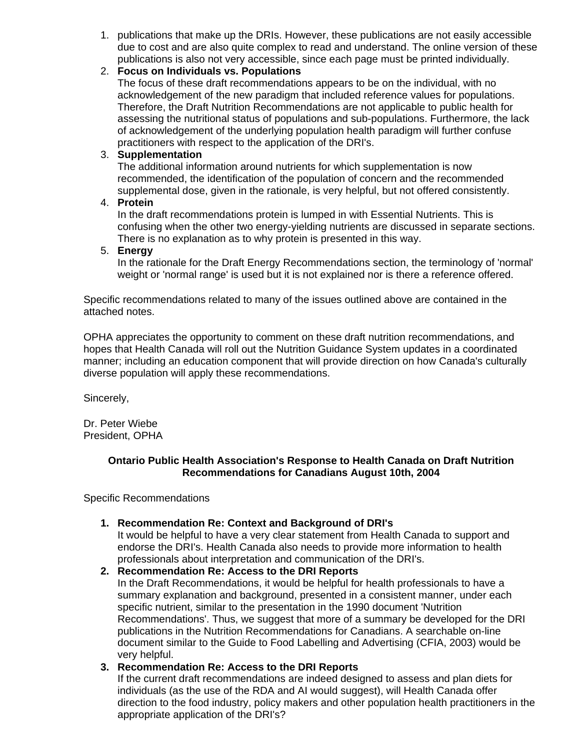1. publications that make up the DRIs. However, these publications are not easily accessible due to cost and are also quite complex to read and understand. The online version of these publications is also not very accessible, since each page must be printed individually.
2. **Focus on Individuals vs. Populations**
   The focus of these draft recommendations appears to be on the individual, with no acknowledgement of the new paradigm that included reference values for populations. Therefore, the Draft Nutrition Recommendations are not applicable to public health for assessing the nutritional status of populations and sub-populations. Furthermore, the lack of acknowledgement of the underlying population health paradigm will further confuse practitioners with respect to the application of the DRI's.
3. **Supplementation**
   The additional information around nutrients for which supplementation is now recommended, the identification of the population of concern and the recommended supplemental dose, given in the rationale, is very helpful, but not offered consistently.
4. **Protein**
   In the draft recommendations protein is lumped in with Essential Nutrients. This is confusing when the other two energy-yielding nutrients are discussed in separate sections. There is no explanation as to why protein is presented in this way.
5. **Energy**
   In the rationale for the Draft Energy Recommendations section, the terminology of 'normal' weight or 'normal range' is used but it is not explained nor is there a reference offered.

Specific recommendations related to many of the issues outlined above are contained in the attached notes.

OPHA appreciates the opportunity to comment on these draft nutrition recommendations, and hopes that Health Canada will roll out the Nutrition Guidance System updates in a coordinated manner; including an education component that will provide direction on how Canada's culturally diverse population will apply these recommendations.

Sincerely,

Dr. Peter Wiebe
President, OPHA

**Ontario Public Health Association's Response to Health Canada on Draft Nutrition Recommendations for Canadians August 10th, 2004**

Specific Recommendations

1. **Recommendation Re: Context and Background of DRI's**
   It would be helpful to have a very clear statement from Health Canada to support and endorse the DRI's. Health Canada also needs to provide more information to health professionals about interpretation and communication of the DRI's.
2. **Recommendation Re: Access to the DRI Reports**
   In the Draft Recommendations, it would be helpful for health professionals to have a summary explanation and background, presented in a consistent manner, under each specific nutrient, similar to the presentation in the 1990 document 'Nutrition Recommendations'. Thus, we suggest that more of a summary be developed for the DRI publications in the Nutrition Recommendations for Canadians. A searchable on-line document similar to the Guide to Food Labelling and Advertising (CFIA, 2003) would be very helpful.
3. **Recommendation Re: Access to the DRI Reports**
   If the current draft recommendations are indeed designed to assess and plan diets for individuals (as the use of the RDA and AI would suggest), will Health Canada offer direction to the food industry, policy makers and other population health practitioners in the appropriate application of the DRI's?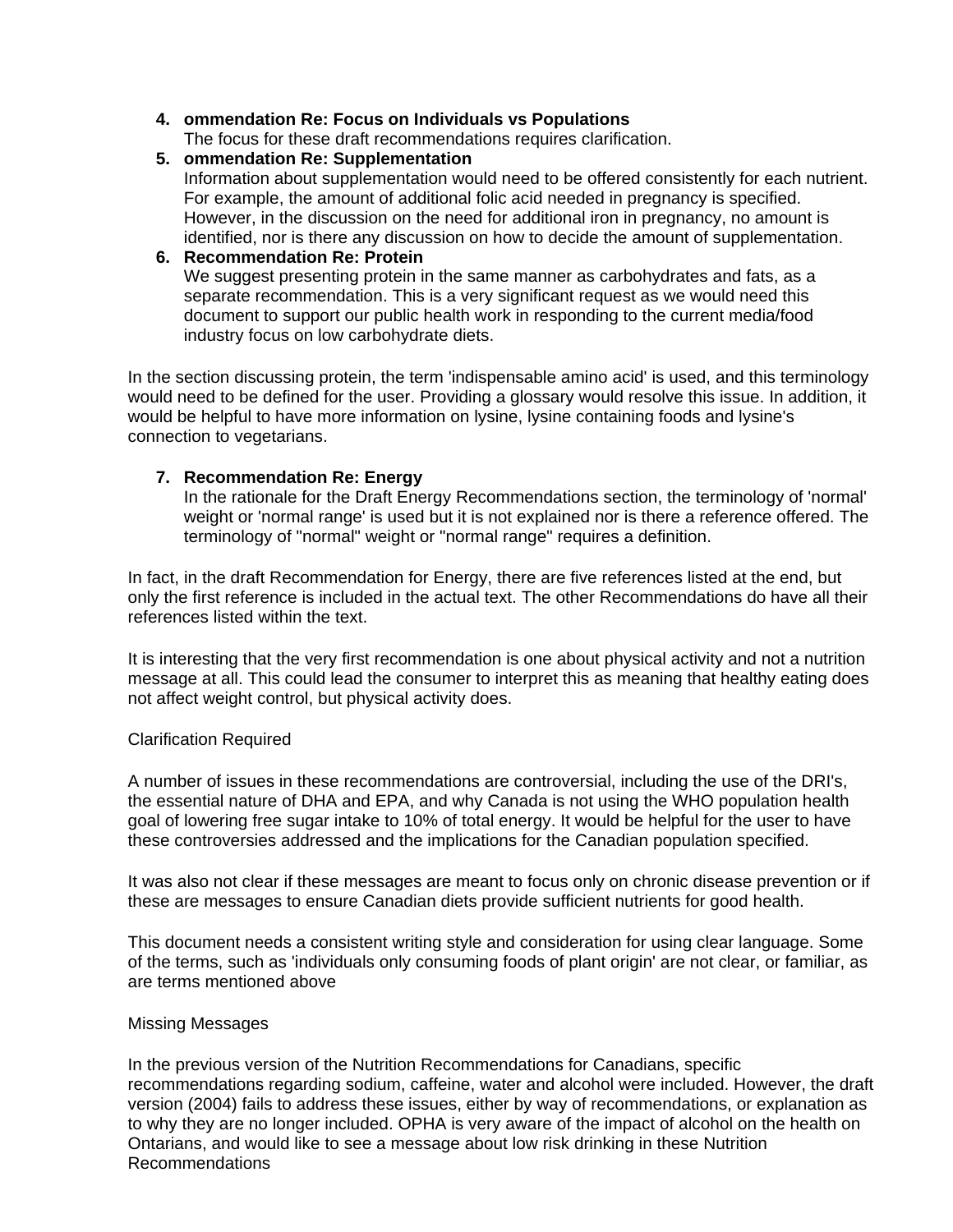4. **ommendation Re: Focus on Individuals vs Populations**
   The focus for these draft recommendations requires clarification.
5. **ommendation Re: Supplementation**
   Information about supplementation would need to be offered consistently for each nutrient. For example, the amount of additional folic acid needed in pregnancy is specified. However, in the discussion on the need for additional iron in pregnancy, no amount is identified, nor is there any discussion on how to decide the amount of supplementation.
6. **Recommendation Re: Protein**
   We suggest presenting protein in the same manner as carbohydrates and fats, as a separate recommendation. This is a very significant request as we would need this document to support our public health work in responding to the current media/food industry focus on low carbohydrate diets.

In the section discussing protein, the term 'indispensable amino acid' is used, and this terminology would need to be defined for the user. Providing a glossary would resolve this issue. In addition, it would be helpful to have more information on lysine, lysine containing foods and lysine's connection to vegetarians.

7. **Recommendation Re: Energy**
   In the rationale for the Draft Energy Recommendations section, the terminology of 'normal' weight or 'normal range' is used but it is not explained nor is there a reference offered. The terminology of "normal" weight or "normal range" requires a definition.

In fact, in the draft Recommendation for Energy, there are five references listed at the end, but only the first reference is included in the actual text. The other Recommendations do have all their references listed within the text.

It is interesting that the very first recommendation is one about physical activity and not a nutrition message at all. This could lead the consumer to interpret this as meaning that healthy eating does not affect weight control, but physical activity does.

Clarification Required

A number of issues in these recommendations are controversial, including the use of the DRI's, the essential nature of DHA and EPA, and why Canada is not using the WHO population health goal of lowering free sugar intake to 10% of total energy. It would be helpful for the user to have these controversies addressed and the implications for the Canadian population specified.

It was also not clear if these messages are meant to focus only on chronic disease prevention or if these are messages to ensure Canadian diets provide sufficient nutrients for good health.

This document needs a consistent writing style and consideration for using clear language. Some of the terms, such as 'individuals only consuming foods of plant origin' are not clear, or familiar, as are terms mentioned above

Missing Messages

In the previous version of the Nutrition Recommendations for Canadians, specific recommendations regarding sodium, caffeine, water and alcohol were included. However, the draft version (2004) fails to address these issues, either by way of recommendations, or explanation as to why they are no longer included. OPHA is very aware of the impact of alcohol on the health on Ontarians, and would like to see a message about low risk drinking in these Nutrition Recommendations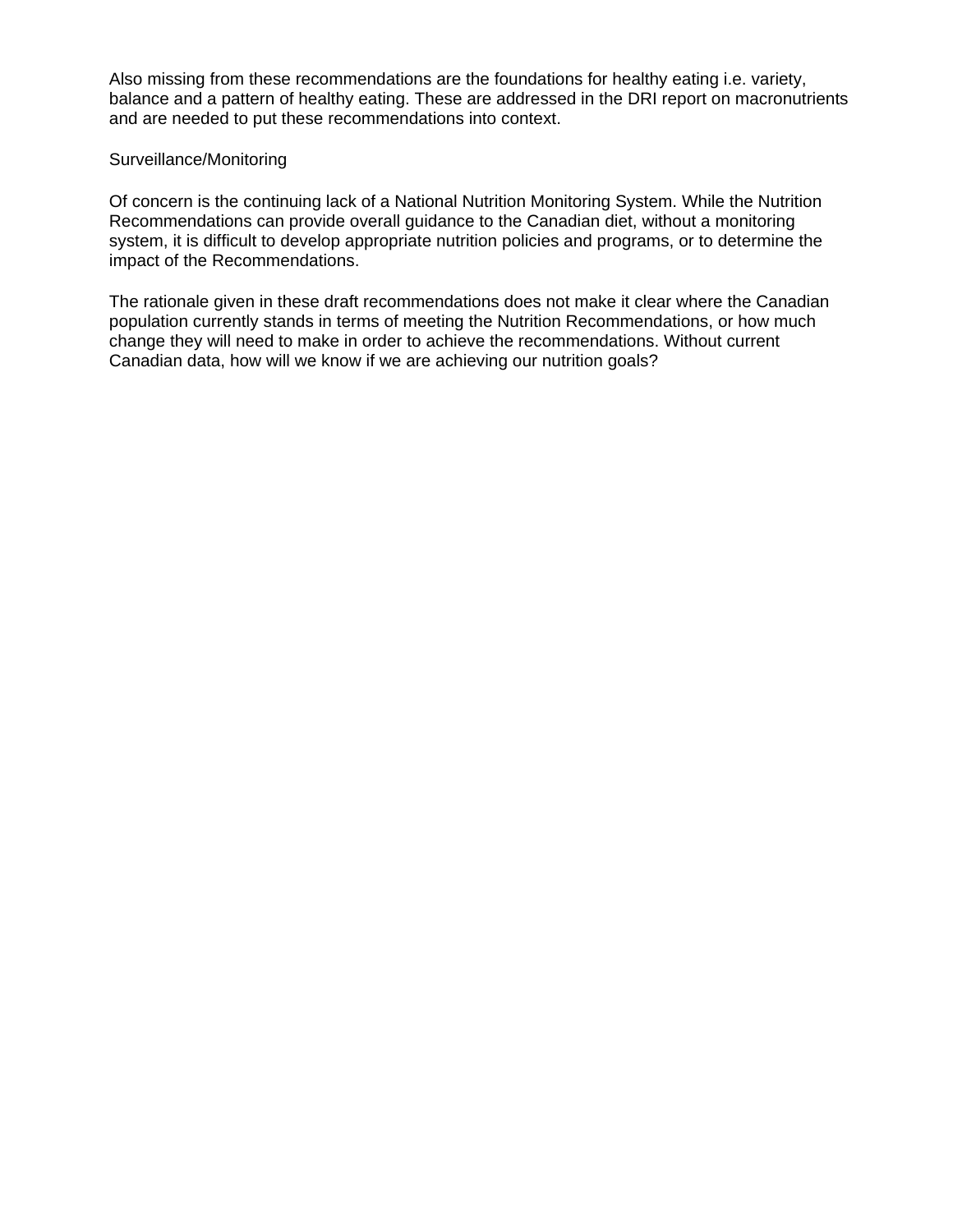Also missing from these recommendations are the foundations for healthy eating i.e. variety, balance and a pattern of healthy eating. These are addressed in the DRI report on macronutrients and are needed to put these recommendations into context.

## Surveillance/Monitoring

Of concern is the continuing lack of a National Nutrition Monitoring System. While the Nutrition Recommendations can provide overall guidance to the Canadian diet, without a monitoring system, it is difficult to develop appropriate nutrition policies and programs, or to determine the impact of the Recommendations.

The rationale given in these draft recommendations does not make it clear where the Canadian population currently stands in terms of meeting the Nutrition Recommendations, or how much change they will need to make in order to achieve the recommendations. Without current Canadian data, how will we know if we are achieving our nutrition goals?